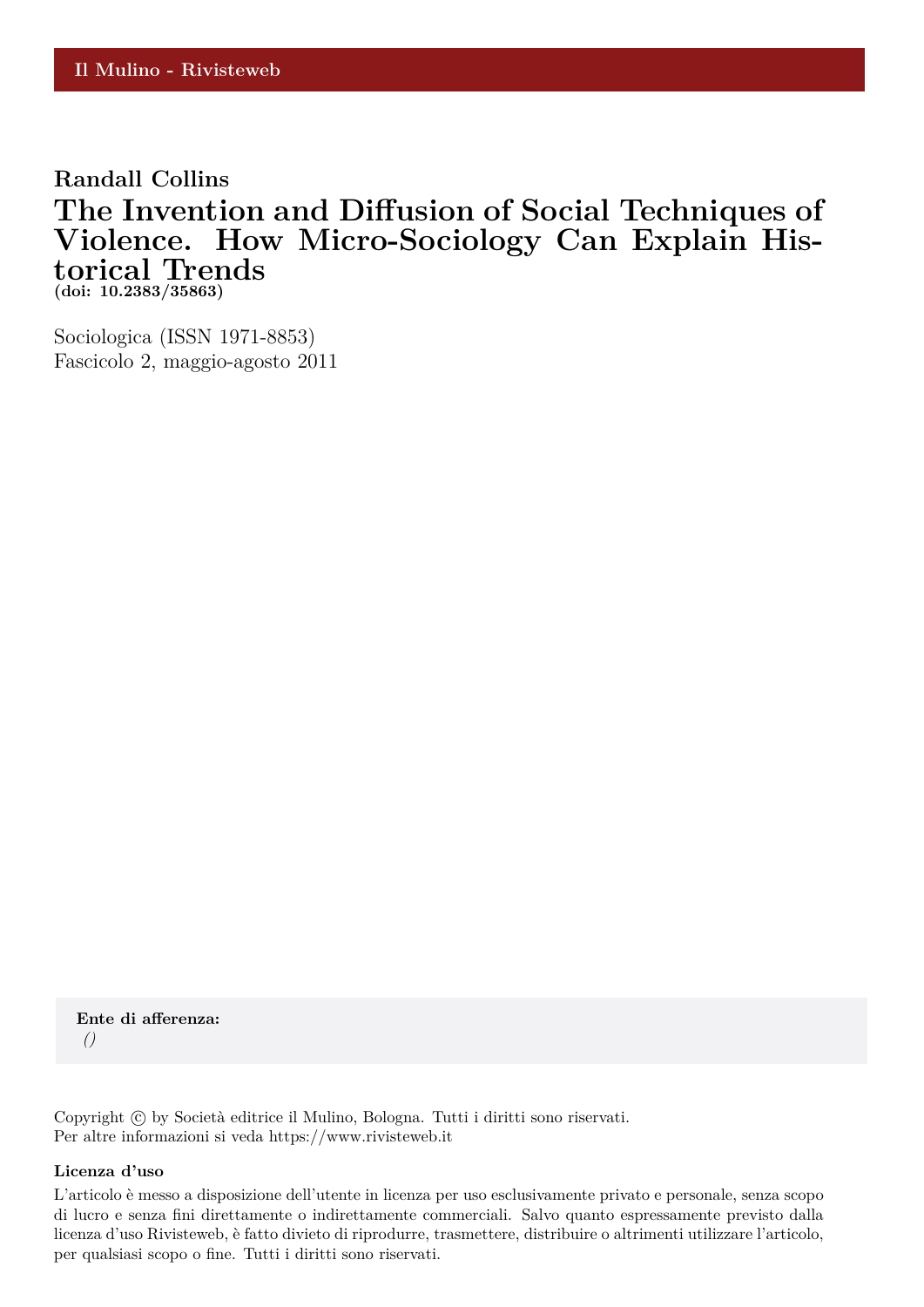Il Mulino - Rivisteweb

**Randall Collins**

# The Invention and Diffusion of Social Techniques of Violence. How Micro-Sociology Can Explain Historical Trends

**(doi: 10.2383/35863)**

Sociologica (ISSN 1971-8853)
Fascicolo 2, maggio-agosto 2011

**Ente di afferenza:**
*()*

Copyright © by Società editrice il Mulino, Bologna. Tutti i diritti sono riservati.
Per altre informazioni si veda https://www.rivisteweb.it

**Licenza d'uso**

L'articolo è messo a disposizione dell'utente in licenza per uso esclusivamente privato e personale, senza scopo di lucro e senza fini direttamente o indirettamente commerciali. Salvo quanto espressamente previsto dalla licenza d'uso Rivisteweb, è fatto divieto di riprodurre, trasmettere, distribuire o altrimenti utilizzare l'articolo, per qualsiasi scopo o fine. Tutti i diritti sono riservati.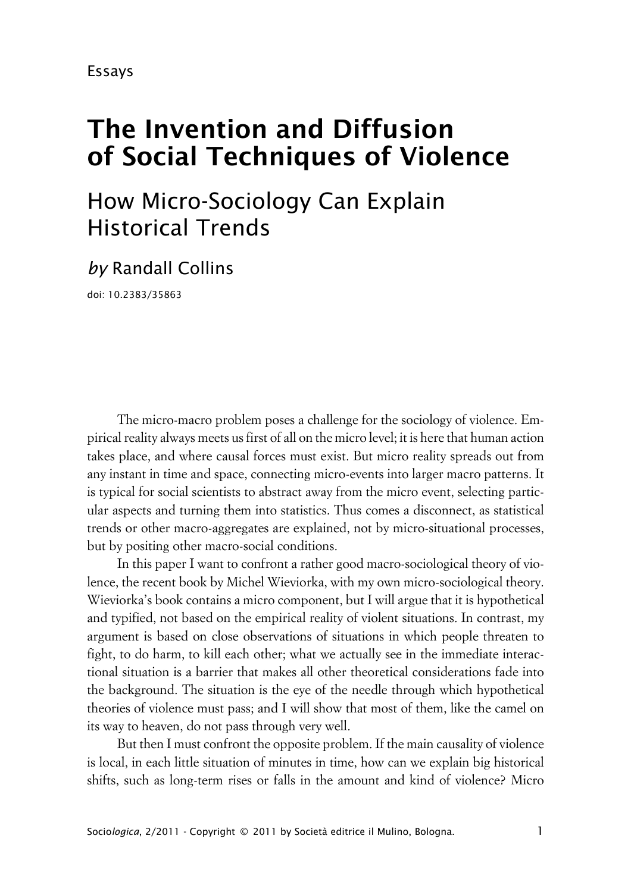Essays

# The Invention and Diffusion of Social Techniques of Violence

## How Micro-Sociology Can Explain Historical Trends

*by* Randall Collins

doi: 10.2383/35863

The micro-macro problem poses a challenge for the sociology of violence. Empirical reality always meets us first of all on the micro level; it is here that human action takes place, and where causal forces must exist. But micro reality spreads out from any instant in time and space, connecting micro-events into larger macro patterns. It is typical for social scientists to abstract away from the micro event, selecting particular aspects and turning them into statistics. Thus comes a disconnect, as statistical trends or other macro-aggregates are explained, not by micro-situational processes, but by positing other macro-social conditions.

In this paper I want to confront a rather good macro-sociological theory of violence, the recent book by Michel Wieviorka, with my own micro-sociological theory. Wieviorka's book contains a micro component, but I will argue that it is hypothetical and typified, not based on the empirical reality of violent situations. In contrast, my argument is based on close observations of situations in which people threaten to fight, to do harm, to kill each other; what we actually see in the immediate interactional situation is a barrier that makes all other theoretical considerations fade into the background. The situation is the eye of the needle through which hypothetical theories of violence must pass; and I will show that most of them, like the camel on its way to heaven, do not pass through very well.

But then I must confront the opposite problem. If the main causality of violence is local, in each little situation of minutes in time, how can we explain big historical shifts, such as long-term rises or falls in the amount and kind of violence? Micro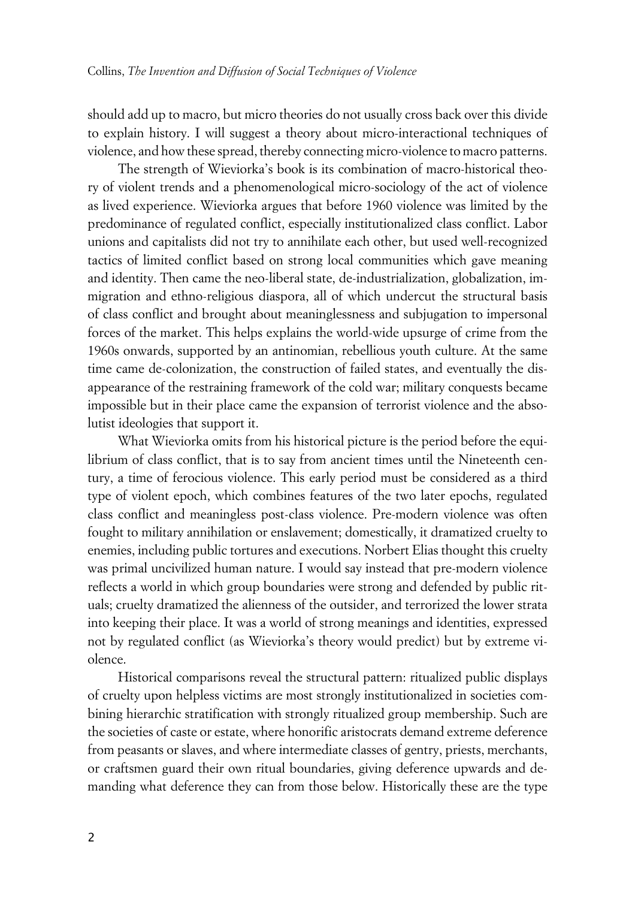should add up to macro, but micro theories do not usually cross back over this divide to explain history. I will suggest a theory about micro-interactional techniques of violence, and how these spread, thereby connecting micro-violence to macro patterns.

The strength of Wieviorka's book is its combination of macro-historical theory of violent trends and a phenomenological micro-sociology of the act of violence as lived experience. Wieviorka argues that before 1960 violence was limited by the predominance of regulated conflict, especially institutionalized class conflict. Labor unions and capitalists did not try to annihilate each other, but used well-recognized tactics of limited conflict based on strong local communities which gave meaning and identity. Then came the neo-liberal state, de-industrialization, globalization, immigration and ethno-religious diaspora, all of which undercut the structural basis of class conflict and brought about meaninglessness and subjugation to impersonal forces of the market. This helps explains the world-wide upsurge of crime from the 1960s onwards, supported by an antinomian, rebellious youth culture. At the same time came de-colonization, the construction of failed states, and eventually the disappearance of the restraining framework of the cold war; military conquests became impossible but in their place came the expansion of terrorist violence and the absolutist ideologies that support it.

What Wieviorka omits from his historical picture is the period before the equilibrium of class conflict, that is to say from ancient times until the Nineteenth century, a time of ferocious violence. This early period must be considered as a third type of violent epoch, which combines features of the two later epochs, regulated class conflict and meaningless post-class violence. Pre-modern violence was often fought to military annihilation or enslavement; domestically, it dramatized cruelty to enemies, including public tortures and executions. Norbert Elias thought this cruelty was primal uncivilized human nature. I would say instead that pre-modern violence reflects a world in which group boundaries were strong and defended by public rituals; cruelty dramatized the alienness of the outsider, and terrorized the lower strata into keeping their place. It was a world of strong meanings and identities, expressed not by regulated conflict (as Wieviorka's theory would predict) but by extreme violence.

Historical comparisons reveal the structural pattern: ritualized public displays of cruelty upon helpless victims are most strongly institutionalized in societies combining hierarchic stratification with strongly ritualized group membership. Such are the societies of caste or estate, where honorific aristocrats demand extreme deference from peasants or slaves, and where intermediate classes of gentry, priests, merchants, or craftsmen guard their own ritual boundaries, giving deference upwards and demanding what deference they can from those below. Historically these are the type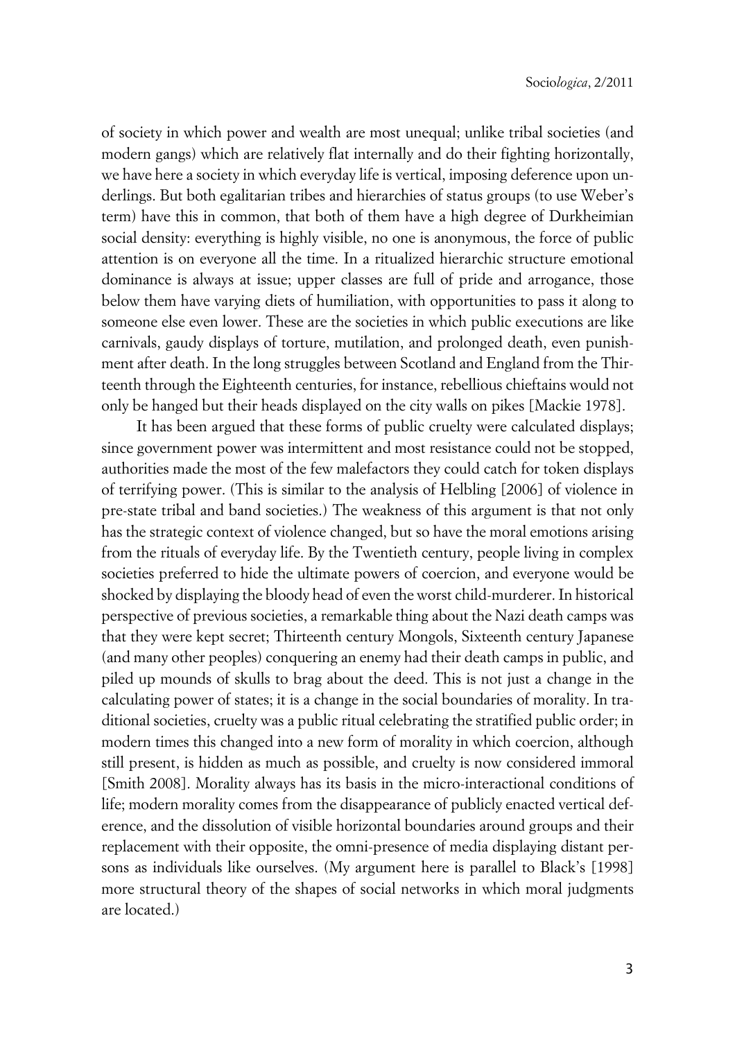of society in which power and wealth are most unequal; unlike tribal societies (and modern gangs) which are relatively flat internally and do their fighting horizontally, we have here a society in which everyday life is vertical, imposing deference upon underlings. But both egalitarian tribes and hierarchies of status groups (to use Weber's term) have this in common, that both of them have a high degree of Durkheimian social density: everything is highly visible, no one is anonymous, the force of public attention is on everyone all the time. In a ritualized hierarchic structure emotional dominance is always at issue; upper classes are full of pride and arrogance, those below them have varying diets of humiliation, with opportunities to pass it along to someone else even lower. These are the societies in which public executions are like carnivals, gaudy displays of torture, mutilation, and prolonged death, even punishment after death. In the long struggles between Scotland and England from the Thirteenth through the Eighteenth centuries, for instance, rebellious chieftains would not only be hanged but their heads displayed on the city walls on pikes [Mackie 1978].

It has been argued that these forms of public cruelty were calculated displays; since government power was intermittent and most resistance could not be stopped, authorities made the most of the few malefactors they could catch for token displays of terrifying power. (This is similar to the analysis of Helbling [2006] of violence in pre-state tribal and band societies.) The weakness of this argument is that not only has the strategic context of violence changed, but so have the moral emotions arising from the rituals of everyday life. By the Twentieth century, people living in complex societies preferred to hide the ultimate powers of coercion, and everyone would be shocked by displaying the bloody head of even the worst child-murderer. In historical perspective of previous societies, a remarkable thing about the Nazi death camps was that they were kept secret; Thirteenth century Mongols, Sixteenth century Japanese (and many other peoples) conquering an enemy had their death camps in public, and piled up mounds of skulls to brag about the deed. This is not just a change in the calculating power of states; it is a change in the social boundaries of morality. In traditional societies, cruelty was a public ritual celebrating the stratified public order; in modern times this changed into a new form of morality in which coercion, although still present, is hidden as much as possible, and cruelty is now considered immoral [Smith 2008]. Morality always has its basis in the micro-interactional conditions of life; modern morality comes from the disappearance of publicly enacted vertical deference, and the dissolution of visible horizontal boundaries around groups and their replacement with their opposite, the omni-presence of media displaying distant persons as individuals like ourselves. (My argument here is parallel to Black's [1998] more structural theory of the shapes of social networks in which moral judgments are located.)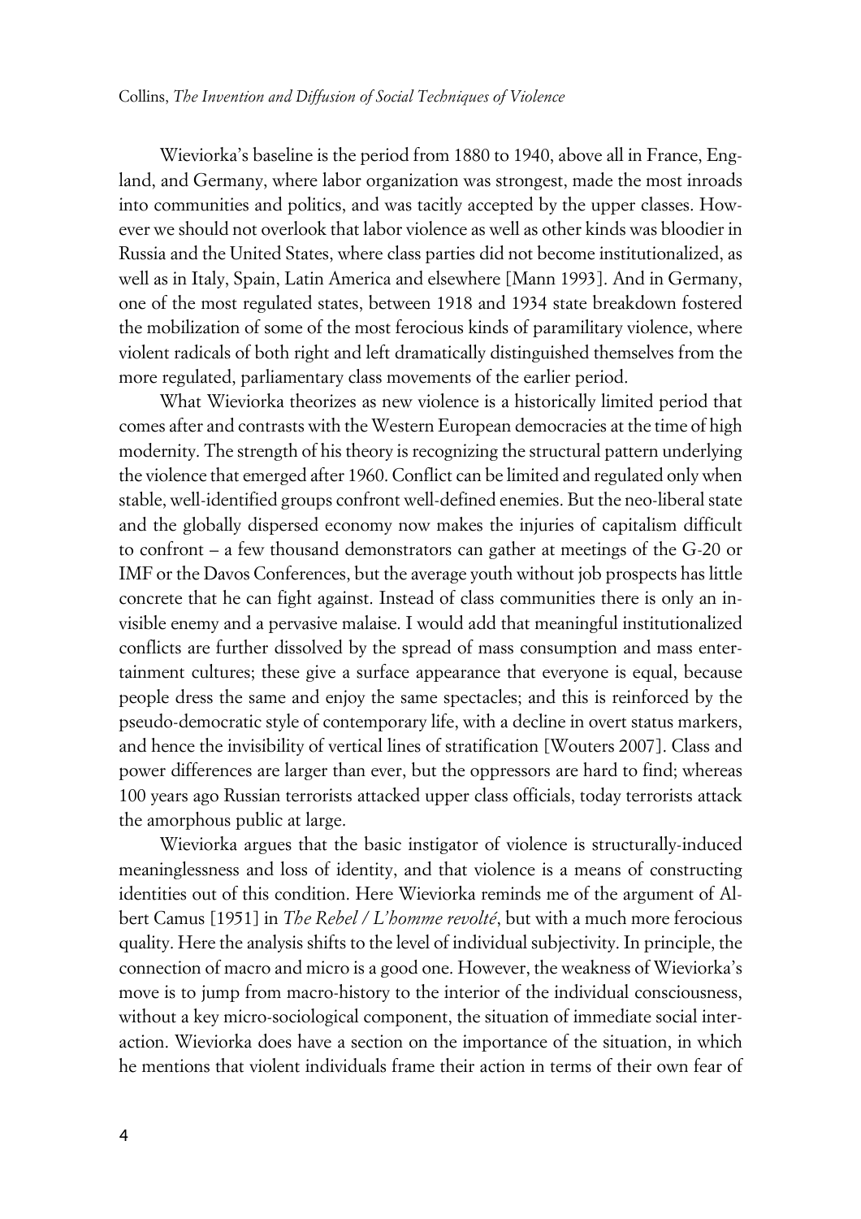Wieviorka's baseline is the period from 1880 to 1940, above all in France, England, and Germany, where labor organization was strongest, made the most inroads into communities and politics, and was tacitly accepted by the upper classes. However we should not overlook that labor violence as well as other kinds was bloodier in Russia and the United States, where class parties did not become institutionalized, as well as in Italy, Spain, Latin America and elsewhere [Mann 1993]. And in Germany, one of the most regulated states, between 1918 and 1934 state breakdown fostered the mobilization of some of the most ferocious kinds of paramilitary violence, where violent radicals of both right and left dramatically distinguished themselves from the more regulated, parliamentary class movements of the earlier period.

What Wieviorka theorizes as new violence is a historically limited period that comes after and contrasts with the Western European democracies at the time of high modernity. The strength of his theory is recognizing the structural pattern underlying the violence that emerged after 1960. Conflict can be limited and regulated only when stable, well-identified groups confront well-defined enemies. But the neo-liberal state and the globally dispersed economy now makes the injuries of capitalism difficult to confront – a few thousand demonstrators can gather at meetings of the G-20 or IMF or the Davos Conferences, but the average youth without job prospects has little concrete that he can fight against. Instead of class communities there is only an invisible enemy and a pervasive malaise. I would add that meaningful institutionalized conflicts are further dissolved by the spread of mass consumption and mass entertainment cultures; these give a surface appearance that everyone is equal, because people dress the same and enjoy the same spectacles; and this is reinforced by the pseudo-democratic style of contemporary life, with a decline in overt status markers, and hence the invisibility of vertical lines of stratification [Wouters 2007]. Class and power differences are larger than ever, but the oppressors are hard to find; whereas 100 years ago Russian terrorists attacked upper class officials, today terrorists attack the amorphous public at large.

Wieviorka argues that the basic instigator of violence is structurally-induced meaninglessness and loss of identity, and that violence is a means of constructing identities out of this condition. Here Wieviorka reminds me of the argument of Albert Camus [1951] in *The Rebel / L'homme revolté*, but with a much more ferocious quality. Here the analysis shifts to the level of individual subjectivity. In principle, the connection of macro and micro is a good one. However, the weakness of Wieviorka's move is to jump from macro-history to the interior of the individual consciousness, without a key micro-sociological component, the situation of immediate social interaction. Wieviorka does have a section on the importance of the situation, in which he mentions that violent individuals frame their action in terms of their own fear of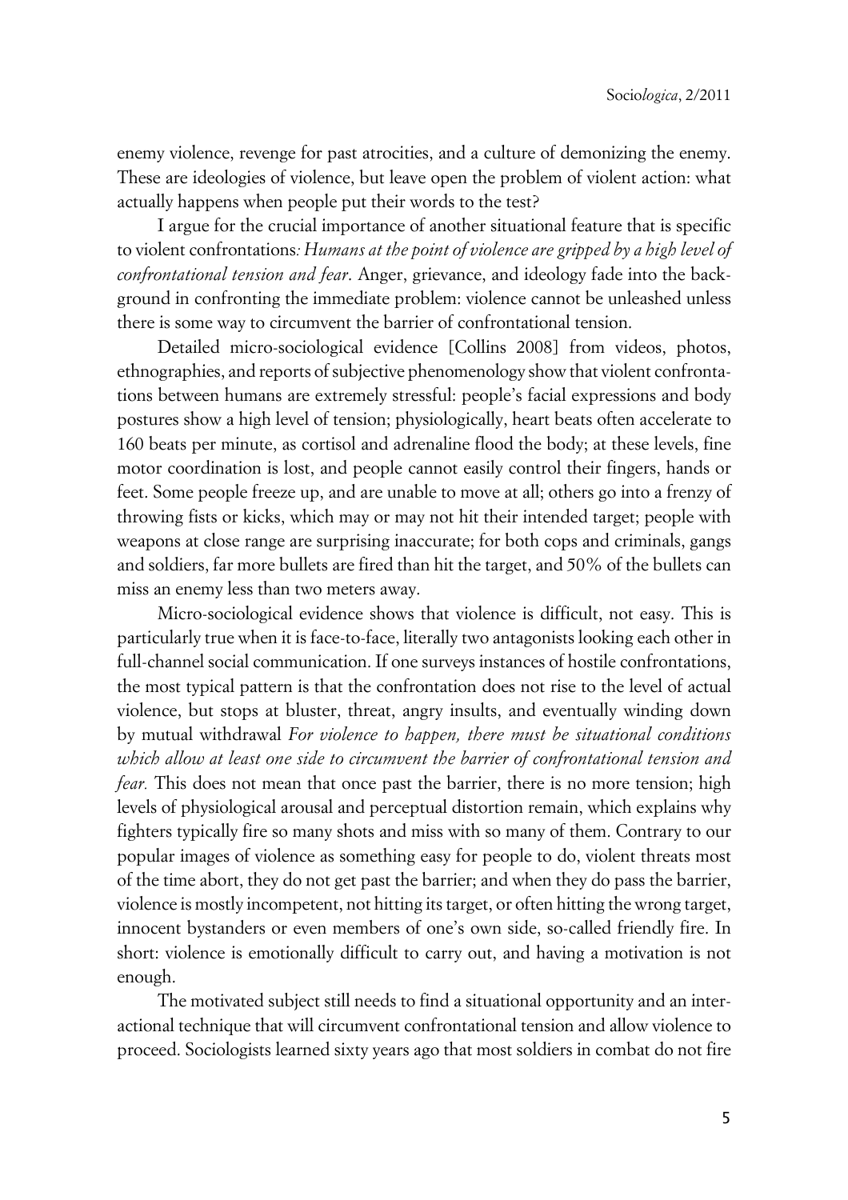enemy violence, revenge for past atrocities, and a culture of demonizing the enemy. These are ideologies of violence, but leave open the problem of violent action: what actually happens when people put their words to the test?

I argue for the crucial importance of another situational feature that is specific to violent confrontations*: Humans at the point of violence are gripped by a high level of confrontational tension and fear*. Anger, grievance, and ideology fade into the background in confronting the immediate problem: violence cannot be unleashed unless there is some way to circumvent the barrier of confrontational tension.

Detailed micro-sociological evidence [Collins 2008] from videos, photos, ethnographies, and reports of subjective phenomenology show that violent confrontations between humans are extremely stressful: people's facial expressions and body postures show a high level of tension; physiologically, heart beats often accelerate to 160 beats per minute, as cortisol and adrenaline flood the body; at these levels, fine motor coordination is lost, and people cannot easily control their fingers, hands or feet. Some people freeze up, and are unable to move at all; others go into a frenzy of throwing fists or kicks, which may or may not hit their intended target; people with weapons at close range are surprising inaccurate; for both cops and criminals, gangs and soldiers, far more bullets are fired than hit the target, and 50% of the bullets can miss an enemy less than two meters away.

Micro-sociological evidence shows that violence is difficult, not easy. This is particularly true when it is face-to-face, literally two antagonists looking each other in full-channel social communication. If one surveys instances of hostile confrontations, the most typical pattern is that the confrontation does not rise to the level of actual violence, but stops at bluster, threat, angry insults, and eventually winding down by mutual withdrawal *For violence to happen, there must be situational conditions which allow at least one side to circumvent the barrier of confrontational tension and fear.* This does not mean that once past the barrier, there is no more tension; high levels of physiological arousal and perceptual distortion remain, which explains why fighters typically fire so many shots and miss with so many of them. Contrary to our popular images of violence as something easy for people to do, violent threats most of the time abort, they do not get past the barrier; and when they do pass the barrier, violence is mostly incompetent, not hitting its target, or often hitting the wrong target, innocent bystanders or even members of one's own side, so-called friendly fire. In short: violence is emotionally difficult to carry out, and having a motivation is not enough.

The motivated subject still needs to find a situational opportunity and an interactional technique that will circumvent confrontational tension and allow violence to proceed. Sociologists learned sixty years ago that most soldiers in combat do not fire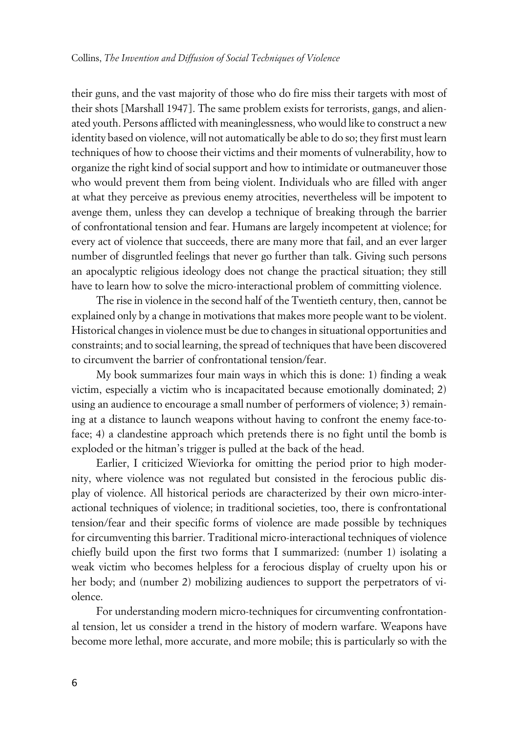their guns, and the vast majority of those who do fire miss their targets with most of their shots [Marshall 1947]. The same problem exists for terrorists, gangs, and alienated youth. Persons afflicted with meaninglessness, who would like to construct a new identity based on violence, will not automatically be able to do so; they first must learn techniques of how to choose their victims and their moments of vulnerability, how to organize the right kind of social support and how to intimidate or outmaneuver those who would prevent them from being violent. Individuals who are filled with anger at what they perceive as previous enemy atrocities, nevertheless will be impotent to avenge them, unless they can develop a technique of breaking through the barrier of confrontational tension and fear. Humans are largely incompetent at violence; for every act of violence that succeeds, there are many more that fail, and an ever larger number of disgruntled feelings that never go further than talk. Giving such persons an apocalyptic religious ideology does not change the practical situation; they still have to learn how to solve the micro-interactional problem of committing violence.

The rise in violence in the second half of the Twentieth century, then, cannot be explained only by a change in motivations that makes more people want to be violent. Historical changes in violence must be due to changes in situational opportunities and constraints; and to social learning, the spread of techniques that have been discovered to circumvent the barrier of confrontational tension/fear.

My book summarizes four main ways in which this is done: 1) finding a weak victim, especially a victim who is incapacitated because emotionally dominated; 2) using an audience to encourage a small number of performers of violence; 3) remaining at a distance to launch weapons without having to confront the enemy face-to-face; 4) a clandestine approach which pretends there is no fight until the bomb is exploded or the hitman's trigger is pulled at the back of the head.

Earlier, I criticized Wieviorka for omitting the period prior to high modernity, where violence was not regulated but consisted in the ferocious public display of violence. All historical periods are characterized by their own micro-interactional techniques of violence; in traditional societies, too, there is confrontational tension/fear and their specific forms of violence are made possible by techniques for circumventing this barrier. Traditional micro-interactional techniques of violence chiefly build upon the first two forms that I summarized: (number 1) isolating a weak victim who becomes helpless for a ferocious display of cruelty upon his or her body; and (number 2) mobilizing audiences to support the perpetrators of violence.

For understanding modern micro-techniques for circumventing confrontational tension, let us consider a trend in the history of modern warfare. Weapons have become more lethal, more accurate, and more mobile; this is particularly so with the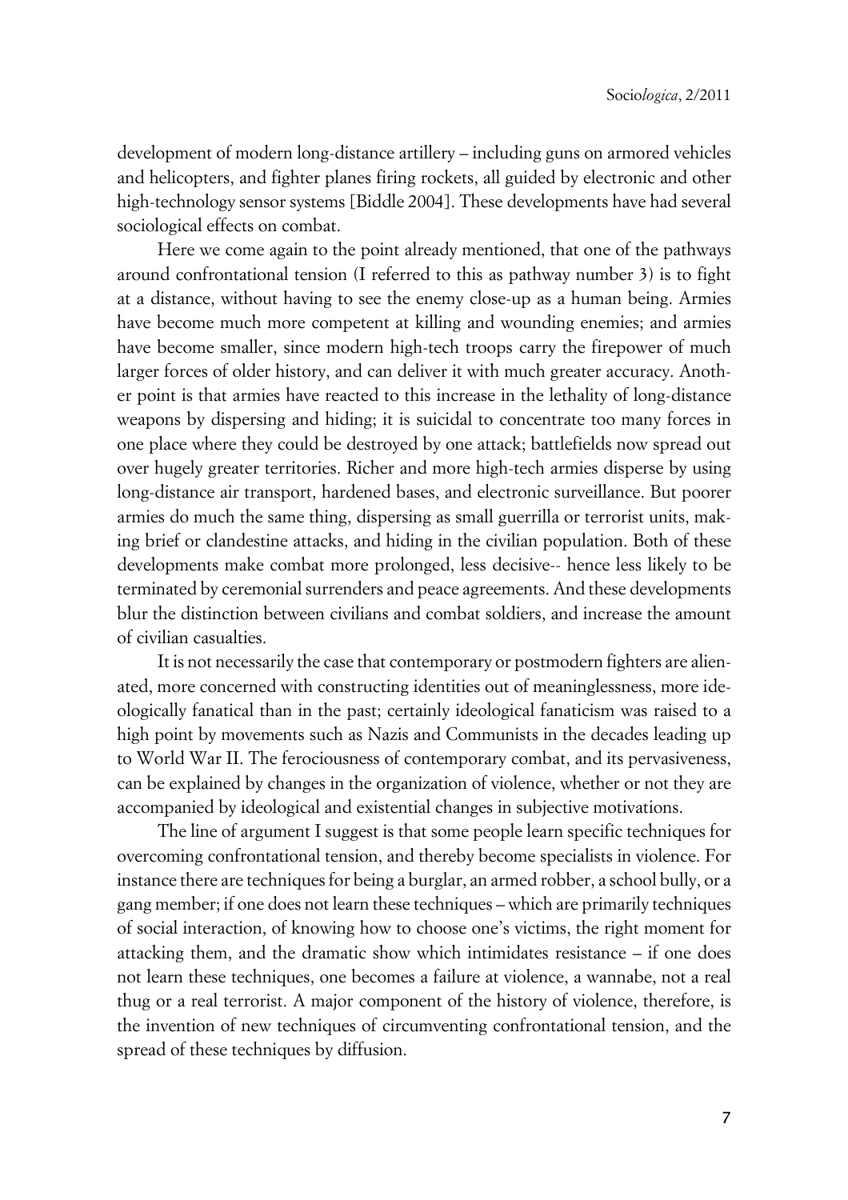development of modern long-distance artillery – including guns on armored vehicles and helicopters, and fighter planes firing rockets, all guided by electronic and other high-technology sensor systems [Biddle 2004]. These developments have had several sociological effects on combat.

Here we come again to the point already mentioned, that one of the pathways around confrontational tension (I referred to this as pathway number 3) is to fight at a distance, without having to see the enemy close-up as a human being. Armies have become much more competent at killing and wounding enemies; and armies have become smaller, since modern high-tech troops carry the firepower of much larger forces of older history, and can deliver it with much greater accuracy. Another point is that armies have reacted to this increase in the lethality of long-distance weapons by dispersing and hiding; it is suicidal to concentrate too many forces in one place where they could be destroyed by one attack; battlefields now spread out over hugely greater territories. Richer and more high-tech armies disperse by using long-distance air transport, hardened bases, and electronic surveillance. But poorer armies do much the same thing, dispersing as small guerrilla or terrorist units, making brief or clandestine attacks, and hiding in the civilian population. Both of these developments make combat more prolonged, less decisive-- hence less likely to be terminated by ceremonial surrenders and peace agreements. And these developments blur the distinction between civilians and combat soldiers, and increase the amount of civilian casualties.

It is not necessarily the case that contemporary or postmodern fighters are alienated, more concerned with constructing identities out of meaninglessness, more ideologically fanatical than in the past; certainly ideological fanaticism was raised to a high point by movements such as Nazis and Communists in the decades leading up to World War II. The ferociousness of contemporary combat, and its pervasiveness, can be explained by changes in the organization of violence, whether or not they are accompanied by ideological and existential changes in subjective motivations.

The line of argument I suggest is that some people learn specific techniques for overcoming confrontational tension, and thereby become specialists in violence. For instance there are techniques for being a burglar, an armed robber, a school bully, or a gang member; if one does not learn these techniques – which are primarily techniques of social interaction, of knowing how to choose one's victims, the right moment for attacking them, and the dramatic show which intimidates resistance – if one does not learn these techniques, one becomes a failure at violence, a wannabe, not a real thug or a real terrorist. A major component of the history of violence, therefore, is the invention of new techniques of circumventing confrontational tension, and the spread of these techniques by diffusion.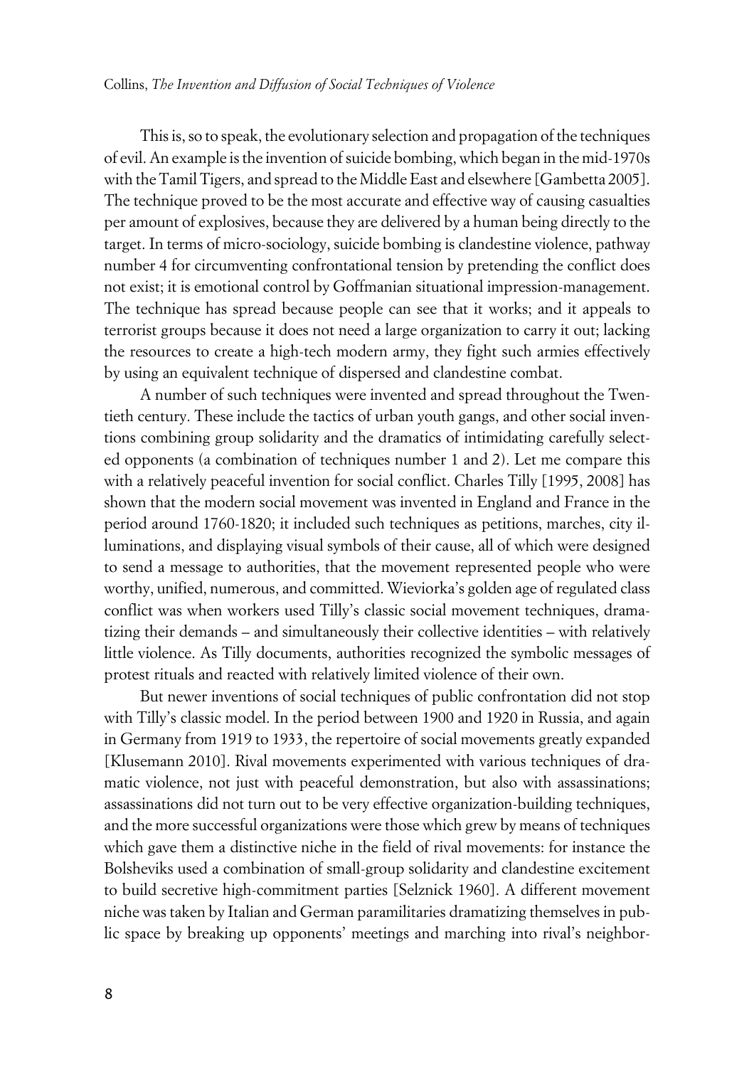This is, so to speak, the evolutionary selection and propagation of the techniques of evil. An example is the invention of suicide bombing, which began in the mid-1970s with the Tamil Tigers, and spread to the Middle East and elsewhere [Gambetta 2005]. The technique proved to be the most accurate and effective way of causing casualties per amount of explosives, because they are delivered by a human being directly to the target. In terms of micro-sociology, suicide bombing is clandestine violence, pathway number 4 for circumventing confrontational tension by pretending the conflict does not exist; it is emotional control by Goffmanian situational impression-management. The technique has spread because people can see that it works; and it appeals to terrorist groups because it does not need a large organization to carry it out; lacking the resources to create a high-tech modern army, they fight such armies effectively by using an equivalent technique of dispersed and clandestine combat.

A number of such techniques were invented and spread throughout the Twentieth century. These include the tactics of urban youth gangs, and other social inventions combining group solidarity and the dramatics of intimidating carefully selected opponents (a combination of techniques number 1 and 2). Let me compare this with a relatively peaceful invention for social conflict. Charles Tilly [1995, 2008] has shown that the modern social movement was invented in England and France in the period around 1760-1820; it included such techniques as petitions, marches, city illuminations, and displaying visual symbols of their cause, all of which were designed to send a message to authorities, that the movement represented people who were worthy, unified, numerous, and committed. Wieviorka's golden age of regulated class conflict was when workers used Tilly's classic social movement techniques, dramatizing their demands – and simultaneously their collective identities – with relatively little violence. As Tilly documents, authorities recognized the symbolic messages of protest rituals and reacted with relatively limited violence of their own.

But newer inventions of social techniques of public confrontation did not stop with Tilly's classic model. In the period between 1900 and 1920 in Russia, and again in Germany from 1919 to 1933, the repertoire of social movements greatly expanded [Klusemann 2010]. Rival movements experimented with various techniques of dramatic violence, not just with peaceful demonstration, but also with assassinations; assassinations did not turn out to be very effective organization-building techniques, and the more successful organizations were those which grew by means of techniques which gave them a distinctive niche in the field of rival movements: for instance the Bolsheviks used a combination of small-group solidarity and clandestine excitement to build secretive high-commitment parties [Selznick 1960]. A different movement niche was taken by Italian and German paramilitaries dramatizing themselves in public space by breaking up opponents' meetings and marching into rival's neighbor-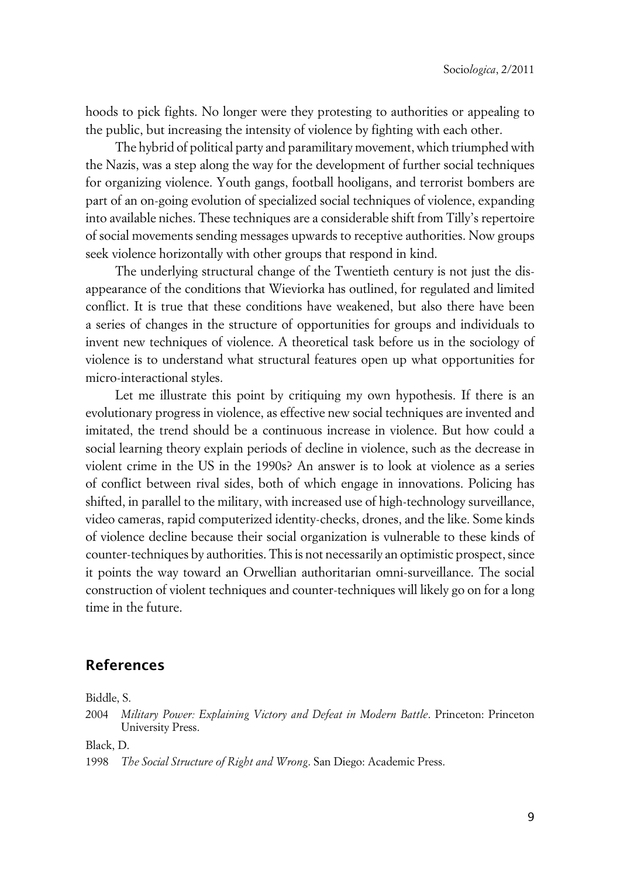hoods to pick fights. No longer were they protesting to authorities or appealing to the public, but increasing the intensity of violence by fighting with each other.

The hybrid of political party and paramilitary movement, which triumphed with the Nazis, was a step along the way for the development of further social techniques for organizing violence. Youth gangs, football hooligans, and terrorist bombers are part of an on-going evolution of specialized social techniques of violence, expanding into available niches. These techniques are a considerable shift from Tilly's repertoire of social movements sending messages upwards to receptive authorities. Now groups seek violence horizontally with other groups that respond in kind.

The underlying structural change of the Twentieth century is not just the disappearance of the conditions that Wieviorka has outlined, for regulated and limited conflict. It is true that these conditions have weakened, but also there have been a series of changes in the structure of opportunities for groups and individuals to invent new techniques of violence. A theoretical task before us in the sociology of violence is to understand what structural features open up what opportunities for micro-interactional styles.

Let me illustrate this point by critiquing my own hypothesis. If there is an evolutionary progress in violence, as effective new social techniques are invented and imitated, the trend should be a continuous increase in violence. But how could a social learning theory explain periods of decline in violence, such as the decrease in violent crime in the US in the 1990s? An answer is to look at violence as a series of conflict between rival sides, both of which engage in innovations. Policing has shifted, in parallel to the military, with increased use of high-technology surveillance, video cameras, rapid computerized identity-checks, drones, and the like. Some kinds of violence decline because their social organization is vulnerable to these kinds of counter-techniques by authorities. This is not necessarily an optimistic prospect, since it points the way toward an Orwellian authoritarian omni-surveillance. The social construction of violent techniques and counter-techniques will likely go on for a long time in the future.

## References

Biddle, S.

2004 *Military Power: Explaining Victory and Defeat in Modern Battle*. Princeton: Princeton University Press.

Black, D.

1998 *The Social Structure of Right and Wrong*. San Diego: Academic Press.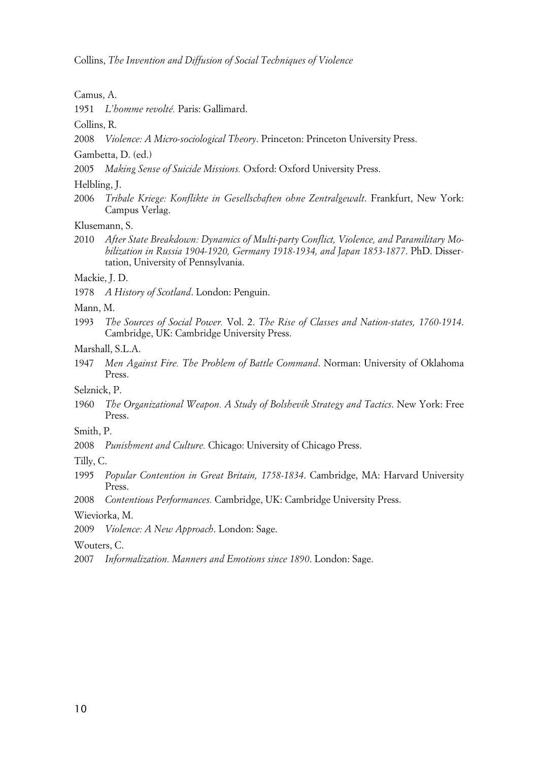Camus, A.

1951 *L'homme revolté.* Paris: Gallimard.

Collins, R.

2008 *Violence: A Micro-sociological Theory*. Princeton: Princeton University Press.

Gambetta, D. (ed.)

2005 *Making Sense of Suicide Missions.* Oxford: Oxford University Press.

Helbling, J.

2006 *Tribale Kriege: Konflikte in Gesellschaften ohne Zentralgewalt*. Frankfurt, New York: Campus Verlag.

Klusemann, S.

2010 *After State Breakdown: Dynamics of Multi-party Conflict, Violence, and Paramilitary Mobilization in Russia 1904-1920, Germany 1918-1934, and Japan 1853-1877*. PhD. Dissertation, University of Pennsylvania.

Mackie, J. D.

1978 *A History of Scotland*. London: Penguin.

Mann, M.

1993 *The Sources of Social Power.* Vol. 2. *The Rise of Classes and Nation-states, 1760-1914*. Cambridge, UK: Cambridge University Press.

Marshall, S.L.A.

1947 *Men Against Fire. The Problem of Battle Command*. Norman: University of Oklahoma Press.

Selznick, P.

1960 *The Organizational Weapon. A Study of Bolshevik Strategy and Tactics*. New York: Free Press.

Smith, P.

2008 *Punishment and Culture.* Chicago: University of Chicago Press.

Tilly, C.

1995 *Popular Contention in Great Britain, 1758-1834*. Cambridge, MA: Harvard University Press.

2008 *Contentious Performances.* Cambridge, UK: Cambridge University Press.

Wieviorka, M.

2009 *Violence: A New Approach*. London: Sage.

Wouters, C.

2007 *Informalization. Manners and Emotions since 1890*. London: Sage.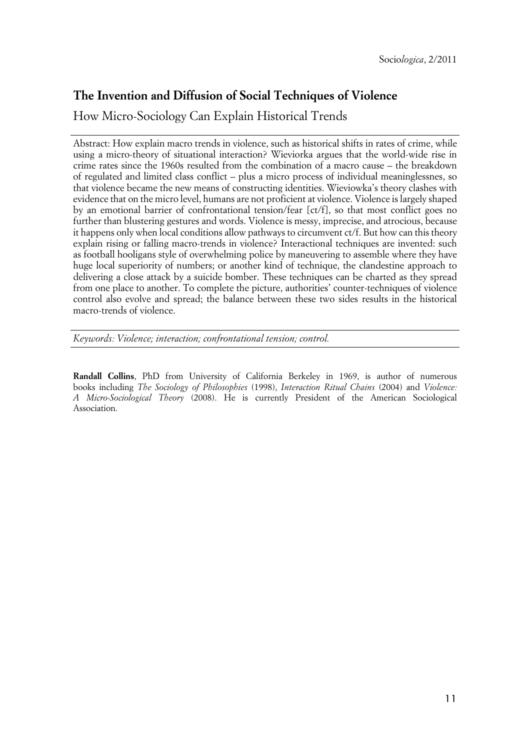## The Invention and Diffusion of Social Techniques of Violence

How Micro-Sociology Can Explain Historical Trends

Abstract: How explain macro trends in violence, such as historical shifts in rates of crime, while using a micro-theory of situational interaction? Wieviorka argues that the world-wide rise in crime rates since the 1960s resulted from the combination of a macro cause – the breakdown of regulated and limited class conflict – plus a micro process of individual meaninglessnes, so that violence became the new means of constructing identities. Wieviowka's theory clashes with evidence that on the micro level, humans are not proficient at violence. Violence is largely shaped by an emotional barrier of confrontational tension/fear [ct/f], so that most conflict goes no further than blustering gestures and words. Violence is messy, imprecise, and atrocious, because it happens only when local conditions allow pathways to circumvent ct/f. But how can this theory explain rising or falling macro-trends in violence? Interactional techniques are invented: such as football hooligans style of overwhelming police by maneuvering to assemble where they have huge local superiority of numbers; or another kind of technique, the clandestine approach to delivering a close attack by a suicide bomber. These techniques can be charted as they spread from one place to another. To complete the picture, authorities' counter-techniques of violence control also evolve and spread; the balance between these two sides results in the historical macro-trends of violence.

*Keywords: Violence; interaction; confrontational tension; control.*

**Randall Collins**, PhD from University of California Berkeley in 1969, is author of numerous books including *The Sociology of Philosophies* (1998), *Interaction Ritual Chains* (2004) and *Violence: A Micro-Sociological Theory* (2008). He is currently President of the American Sociological Association.